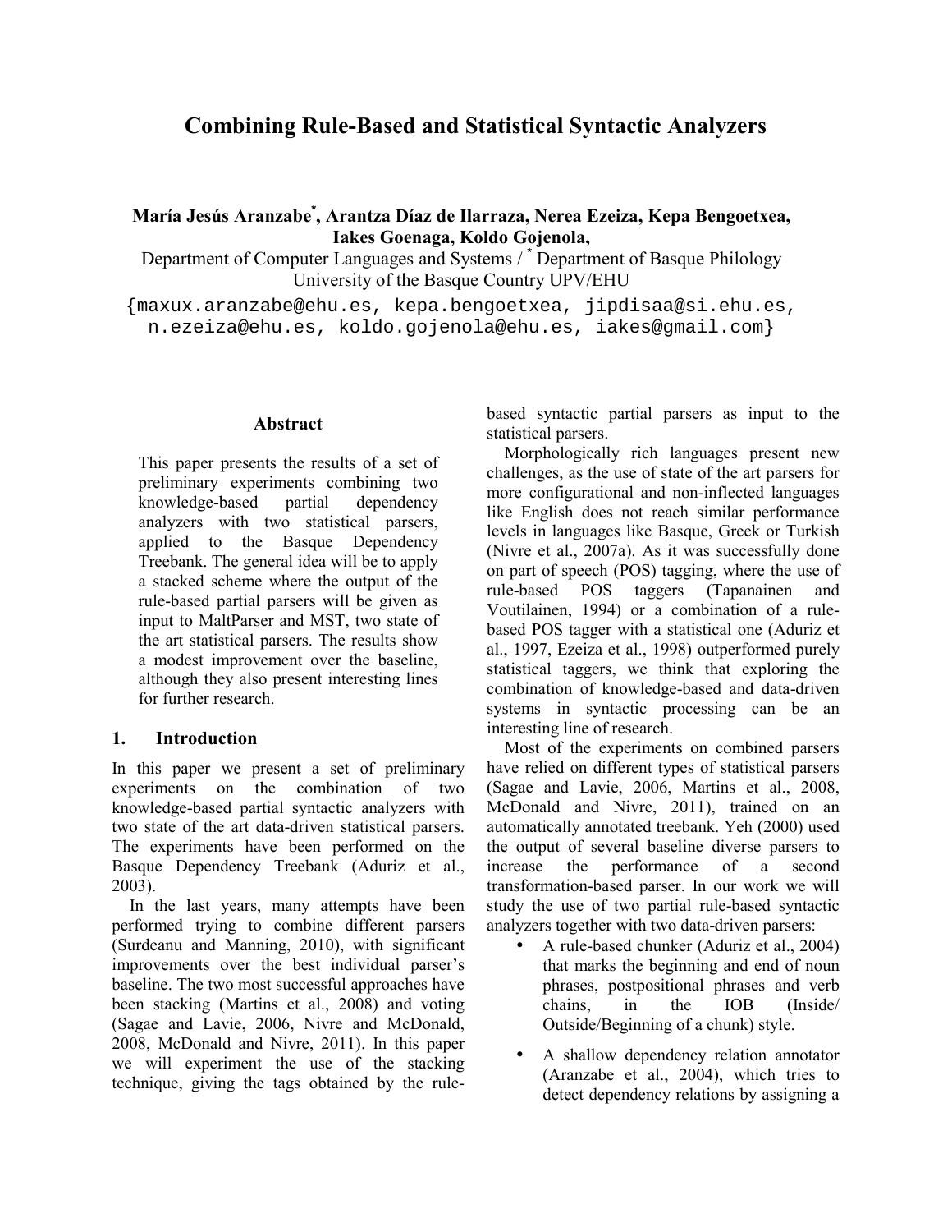# Combining Rule-Based and Statistical Syntactic Analyzers

**María Jesús Aranzabe[*], Arantza Díaz de Ilarraza, Nerea Ezeiza, Kepa Bengoetxea, Iakes Goenaga, Koldo Gojenola,**

Department of Computer Languages and Systems / [*] Department of Basque Philology
University of the Basque Country UPV/EHU

{maxux.aranzabe@ehu.es, kepa.bengoetxea, jipdisaa@si.ehu.es, n.ezeiza@ehu.es, koldo.gojenola@ehu.es, iakes@gmail.com}

## Abstract

This paper presents the results of a set of preliminary experiments combining two knowledge-based partial dependency analyzers with two statistical parsers, applied to the Basque Dependency Treebank. The general idea will be to apply a stacked scheme where the output of the rule-based partial parsers will be given as input to MaltParser and MST, two state of the art statistical parsers. The results show a modest improvement over the baseline, although they also present interesting lines for further research.

## 1. Introduction

In this paper we present a set of preliminary experiments on the combination of two knowledge-based partial syntactic analyzers with two state of the art data-driven statistical parsers. The experiments have been performed on the Basque Dependency Treebank (Aduriz et al., 2003).

In the last years, many attempts have been performed trying to combine different parsers (Surdeanu and Manning, 2010), with significant improvements over the best individual parser's baseline. The two most successful approaches have been stacking (Martins et al., 2008) and voting (Sagae and Lavie, 2006, Nivre and McDonald, 2008, McDonald and Nivre, 2011). In this paper we will experiment the use of the stacking technique, giving the tags obtained by the rule-based syntactic partial parsers as input to the statistical parsers.

Morphologically rich languages present new challenges, as the use of state of the art parsers for more configurational and non-inflected languages like English does not reach similar performance levels in languages like Basque, Greek or Turkish (Nivre et al., 2007a). As it was successfully done on part of speech (POS) tagging, where the use of rule-based POS taggers (Tapanainen and Voutilainen, 1994) or a combination of a rule-based POS tagger with a statistical one (Aduriz et al., 1997, Ezeiza et al., 1998) outperformed purely statistical taggers, we think that exploring the combination of knowledge-based and data-driven systems in syntactic processing can be an interesting line of research.

Most of the experiments on combined parsers have relied on different types of statistical parsers (Sagae and Lavie, 2006, Martins et al., 2008, McDonald and Nivre, 2011), trained on an automatically annotated treebank. Yeh (2000) used the output of several baseline diverse parsers to increase the performance of a second transformation-based parser. In our work we will study the use of two partial rule-based syntactic analyzers together with two data-driven parsers:

- A rule-based chunker (Aduriz et al., 2004) that marks the beginning and end of noun phrases, postpositional phrases and verb chains, in the IOB (Inside/ Outside/Beginning of a chunk) style.
- A shallow dependency relation annotator (Aranzabe et al., 2004), which tries to detect dependency relations by assigning a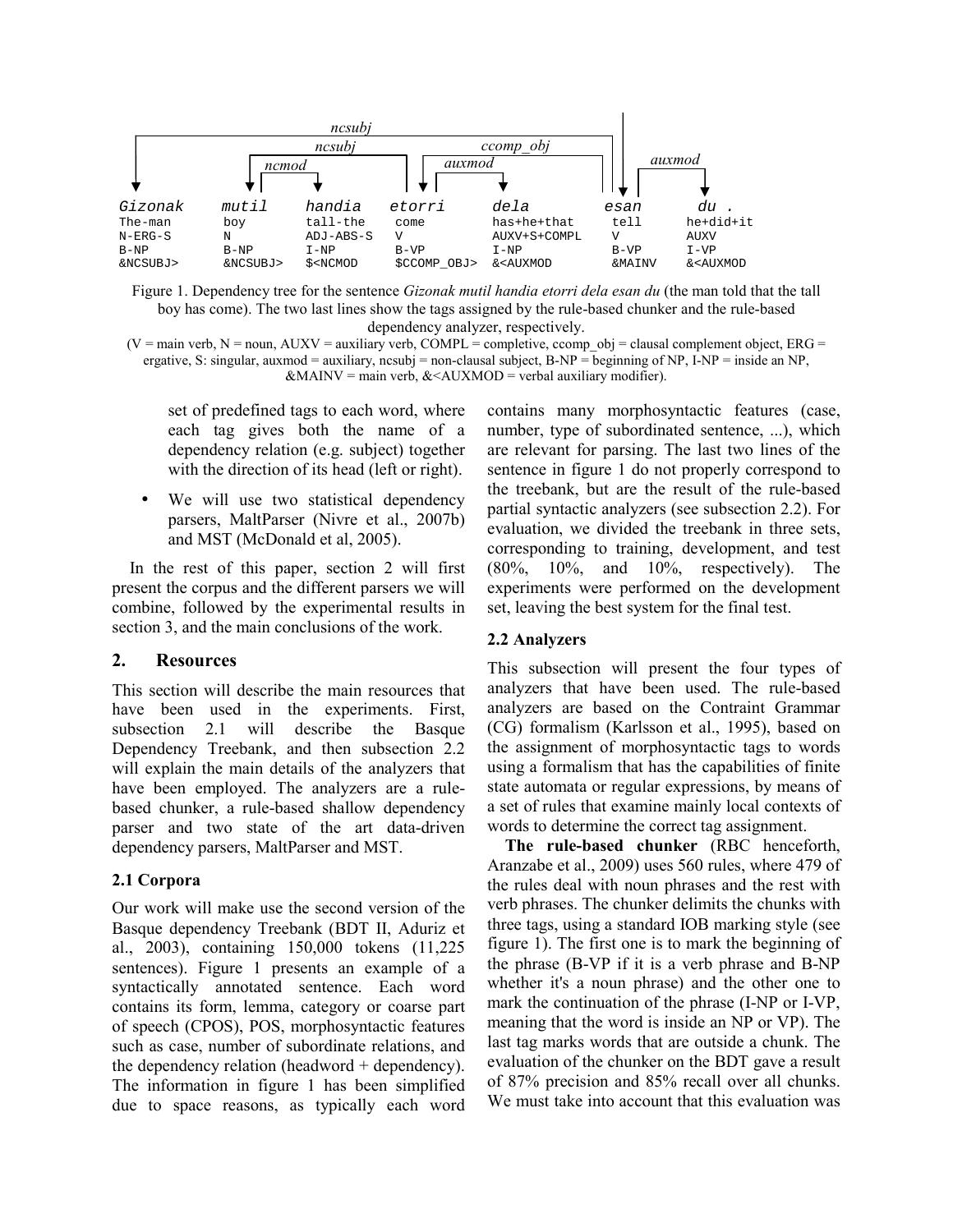```
                              ncsubj
                         ncsubj                    ccomp_obj
                    ncmod                   auxmod                     auxmod

Gizonak    mutil     handia     etorri       dela           esan      du .
The-man    boy       tall-the   come         has+he+that    tell      he+did+it
N-ERG-S    N         ADJ-ABS-S  V            AUXV+S+COMPL   V         AUXV
B-NP       B-NP      I-NP       B-VP         I-NP           B-VP      I-VP
&NCSUBJ>   &NCSUBJ>  $<NCMOD    $CCOMP_OBJ>  &<AUXMOD       &MAINV    &<AUXMOD
```

Figure 1. Dependency tree for the sentence *Gizonak mutil handia etorri dela esan du* (the man told that the tall boy has come). The two last lines show the tags assigned by the rule-based chunker and the rule-based dependency analyzer, respectively.

(V = main verb, N = noun, AUXV = auxiliary verb, COMPL = completive, ccomp_obj = clausal complement object, ERG = ergative, S: singular, auxmod = auxiliary, ncsubj = non-clausal subject, B-NP = beginning of NP, I-NP = inside an NP, &MAINV = main verb, &<AUXMOD = verbal auxiliary modifier).

set of predefined tags to each word, where each tag gives both the name of a dependency relation (e.g. subject) together with the direction of its head (left or right).

- We will use two statistical dependency parsers, MaltParser (Nivre et al., 2007b) and MST (McDonald et al, 2005).

In the rest of this paper, section 2 will first present the corpus and the different parsers we will combine, followed by the experimental results in section 3, and the main conclusions of the work.

## 2. Resources

This section will describe the main resources that have been used in the experiments. First, subsection 2.1 will describe the Basque Dependency Treebank, and then subsection 2.2 will explain the main details of the analyzers that have been employed. The analyzers are a rule-based chunker, a rule-based shallow dependency parser and two state of the art data-driven dependency parsers, MaltParser and MST.

### 2.1 Corpora

Our work will make use the second version of the Basque dependency Treebank (BDT II, Aduriz et al., 2003), containing 150,000 tokens (11,225 sentences). Figure 1 presents an example of a syntactically annotated sentence. Each word contains its form, lemma, category or coarse part of speech (CPOS), POS, morphosyntactic features such as case, number of subordinate relations, and the dependency relation (headword + dependency). The information in figure 1 has been simplified due to space reasons, as typically each word contains many morphosyntactic features (case, number, type of subordinated sentence, ...), which are relevant for parsing. The last two lines of the sentence in figure 1 do not properly correspond to the treebank, but are the result of the rule-based partial syntactic analyzers (see subsection 2.2). For evaluation, we divided the treebank in three sets, corresponding to training, development, and test (80%, 10%, and 10%, respectively). The experiments were performed on the development set, leaving the best system for the final test.

### 2.2 Analyzers

This subsection will present the four types of analyzers that have been used. The rule-based analyzers are based on the Contraint Grammar (CG) formalism (Karlsson et al., 1995), based on the assignment of morphosyntactic tags to words using a formalism that has the capabilities of finite state automata or regular expressions, by means of a set of rules that examine mainly local contexts of words to determine the correct tag assignment.

**The rule-based chunker** (RBC henceforth, Aranzabe et al., 2009) uses 560 rules, where 479 of the rules deal with noun phrases and the rest with verb phrases. The chunker delimits the chunks with three tags, using a standard IOB marking style (see figure 1). The first one is to mark the beginning of the phrase (B-VP if it is a verb phrase and B-NP whether it's a noun phrase) and the other one to mark the continuation of the phrase (I-NP or I-VP, meaning that the word is inside an NP or VP). The last tag marks words that are outside a chunk. The evaluation of the chunker on the BDT gave a result of 87% precision and 85% recall over all chunks. We must take into account that this evaluation was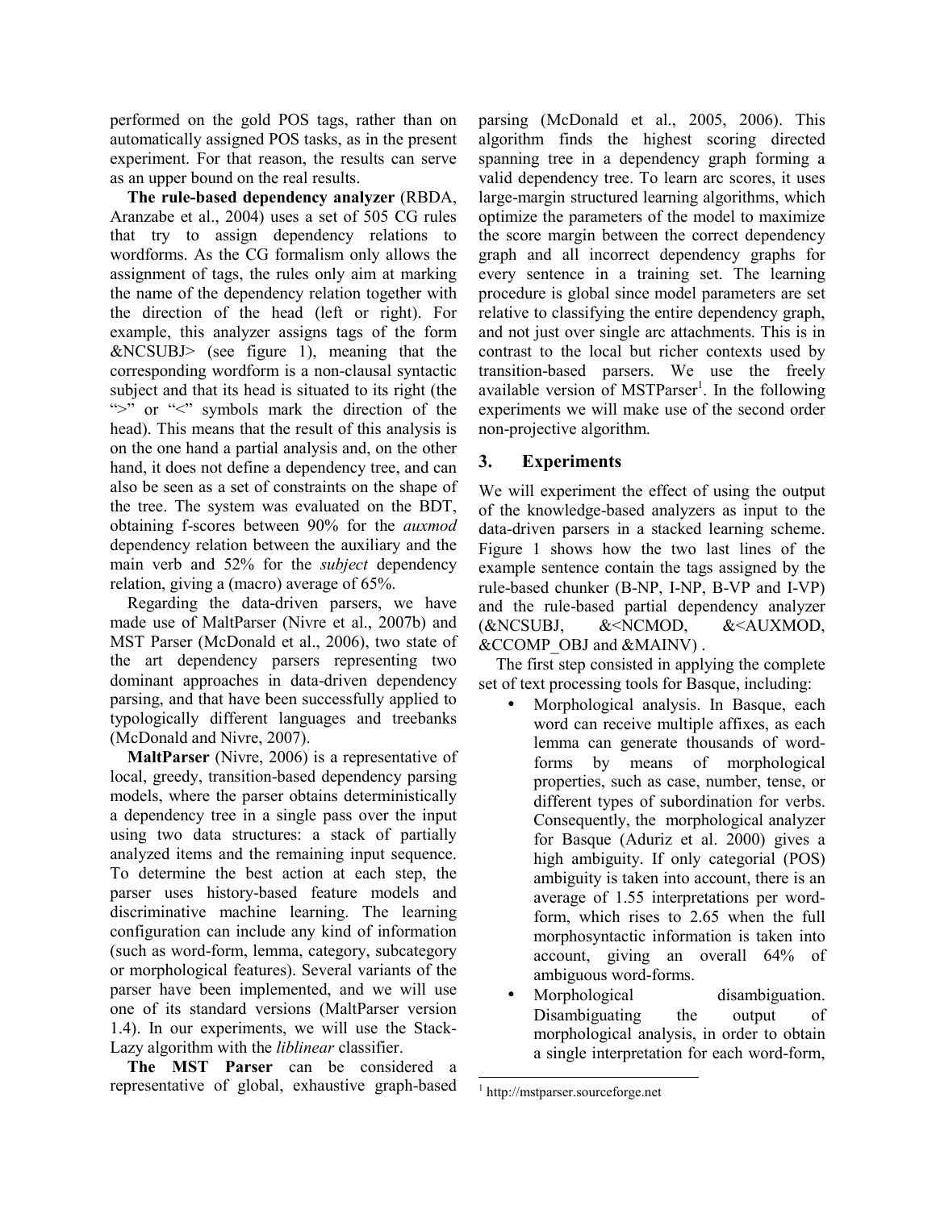performed on the gold POS tags, rather than on automatically assigned POS tasks, as in the present experiment. For that reason, the results can serve as an upper bound on the real results.

**The rule-based dependency analyzer** (RBDA, Aranzabe et al., 2004) uses a set of 505 CG rules that try to assign dependency relations to wordforms. As the CG formalism only allows the assignment of tags, the rules only aim at marking the name of the dependency relation together with the direction of the head (left or right). For example, this analyzer assigns tags of the form &NCSUBJ> (see figure 1), meaning that the corresponding wordform is a non-clausal syntactic subject and that its head is situated to its right (the ">" or "<" symbols mark the direction of the head). This means that the result of this analysis is on the one hand a partial analysis and, on the other hand, it does not define a dependency tree, and can also be seen as a set of constraints on the shape of the tree. The system was evaluated on the BDT, obtaining f-scores between 90% for the *auxmod* dependency relation between the auxiliary and the main verb and 52% for the *subject* dependency relation, giving a (macro) average of 65%.

Regarding the data-driven parsers, we have made use of MaltParser (Nivre et al., 2007b) and MST Parser (McDonald et al., 2006), two state of the art dependency parsers representing two dominant approaches in data-driven dependency parsing, and that have been successfully applied to typologically different languages and treebanks (McDonald and Nivre, 2007).

**MaltParser** (Nivre, 2006) is a representative of local, greedy, transition-based dependency parsing models, where the parser obtains deterministically a dependency tree in a single pass over the input using two data structures: a stack of partially analyzed items and the remaining input sequence. To determine the best action at each step, the parser uses history-based feature models and discriminative machine learning. The learning configuration can include any kind of information (such as word-form, lemma, category, subcategory or morphological features). Several variants of the parser have been implemented, and we will use one of its standard versions (MaltParser version 1.4). In our experiments, we will use the Stack-Lazy algorithm with the *liblinear* classifier.

**The MST Parser** can be considered a representative of global, exhaustive graph-based parsing (McDonald et al., 2005, 2006). This algorithm finds the highest scoring directed spanning tree in a dependency graph forming a valid dependency tree. To learn arc scores, it uses large-margin structured learning algorithms, which optimize the parameters of the model to maximize the score margin between the correct dependency graph and all incorrect dependency graphs for every sentence in a training set. The learning procedure is global since model parameters are set relative to classifying the entire dependency graph, and not just over single arc attachments. This is in contrast to the local but richer contexts used by transition-based parsers. We use the freely available version of MSTParser[1]. In the following experiments we will make use of the second order non-projective algorithm.

## 3. Experiments

We will experiment the effect of using the output of the knowledge-based analyzers as input to the data-driven parsers in a stacked learning scheme. Figure 1 shows how the two last lines of the example sentence contain the tags assigned by the rule-based chunker (B-NP, I-NP, B-VP and I-VP) and the rule-based partial dependency analyzer (&NCSUBJ, &<NCMOD, &<AUXMOD, &CCOMP_OBJ and &MAINV) .

The first step consisted in applying the complete set of text processing tools for Basque, including:

- Morphological analysis. In Basque, each word can receive multiple affixes, as each lemma can generate thousands of word-forms by means of morphological properties, such as case, number, tense, or different types of subordination for verbs. Consequently, the morphological analyzer for Basque (Aduriz et al. 2000) gives a high ambiguity. If only categorial (POS) ambiguity is taken into account, there is an average of 1.55 interpretations per word-form, which rises to 2.65 when the full morphosyntactic information is taken into account, giving an overall 64% of ambiguous word-forms.
- Morphological disambiguation. Disambiguating the output of morphological analysis, in order to obtain a single interpretation for each word-form,

[1] http://mstparser.sourceforge.net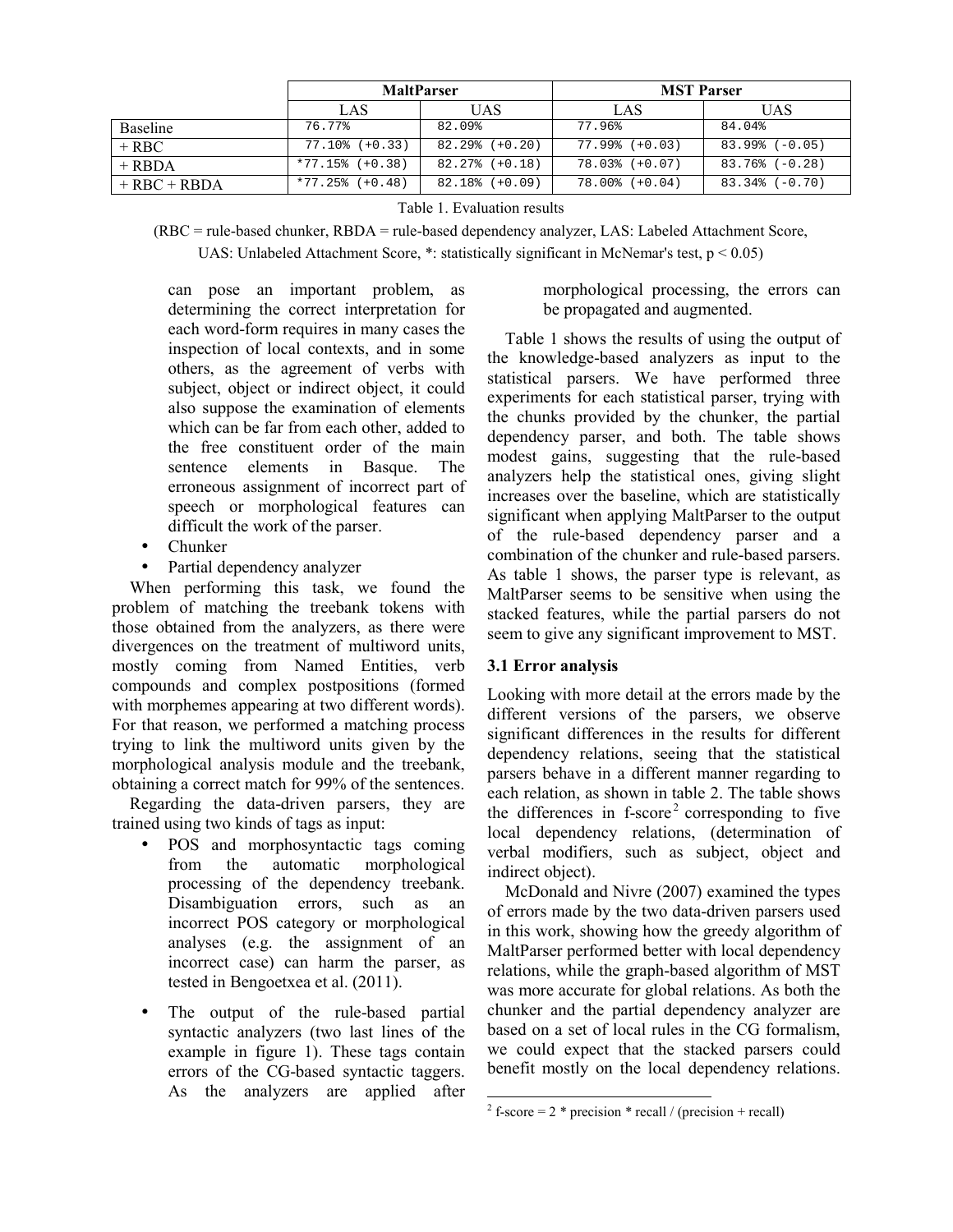| | MaltParser | | MST Parser | |
|---|---|---|---|---|
| | LAS | UAS | LAS | UAS |
| Baseline | 76.77% | 82.09% | 77.96% | 84.04% |
| + RBC | 77.10% (+0.33) | 82.29% (+0.20) | 77.99% (+0.03) | 83.99% (-0.05) |
| + RBDA | *77.15% (+0.38) | 82.27% (+0.18) | 78.03% (+0.07) | 83.76% (-0.28) |
| + RBC + RBDA | *77.25% (+0.48) | 82.18% (+0.09) | 78.00% (+0.04) | 83.34% (-0.70) |

Table 1. Evaluation results

(RBC = rule-based chunker, RBDA = rule-based dependency analyzer, LAS: Labeled Attachment Score, UAS: Unlabeled Attachment Score, *: statistically significant in McNemar's test, $p < 0.05$)

can pose an important problem, as determining the correct interpretation for each word-form requires in many cases the inspection of local contexts, and in some others, as the agreement of verbs with subject, object or indirect object, it could also suppose the examination of elements which can be far from each other, added to the free constituent order of the main sentence elements in Basque. The erroneous assignment of incorrect part of speech or morphological features can difficult the work of the parser.

- Chunker
- Partial dependency analyzer

When performing this task, we found the problem of matching the treebank tokens with those obtained from the analyzers, as there were divergences on the treatment of multiword units, mostly coming from Named Entities, verb compounds and complex postpositions (formed with morphemes appearing at two different words). For that reason, we performed a matching process trying to link the multiword units given by the morphological analysis module and the treebank, obtaining a correct match for 99% of the sentences.

Regarding the data-driven parsers, they are trained using two kinds of tags as input:

- POS and morphosyntactic tags coming from the automatic morphological processing of the dependency treebank. Disambiguation errors, such as an incorrect POS category or morphological analyses (e.g. the assignment of an incorrect case) can harm the parser, as tested in Bengoetxea et al. (2011).
- The output of the rule-based partial syntactic analyzers (two last lines of the example in figure 1). These tags contain errors of the CG-based syntactic taggers. As the analyzers are applied after morphological processing, the errors can be propagated and augmented.

Table 1 shows the results of using the output of the knowledge-based analyzers as input to the statistical parsers. We have performed three experiments for each statistical parser, trying with the chunks provided by the chunker, the partial dependency parser, and both. The table shows modest gains, suggesting that the rule-based analyzers help the statistical ones, giving slight increases over the baseline, which are statistically significant when applying MaltParser to the output of the rule-based dependency parser and a combination of the chunker and rule-based parsers. As table 1 shows, the parser type is relevant, as MaltParser seems to be sensitive when using the stacked features, while the partial parsers do not seem to give any significant improvement to MST.

### 3.1 Error analysis

Looking with more detail at the errors made by the different versions of the parsers, we observe significant differences in the results for different dependency relations, seeing that the statistical parsers behave in a different manner regarding to each relation, as shown in table 2. The table shows the differences in f-score[2] corresponding to five local dependency relations, (determination of verbal modifiers, such as subject, object and indirect object).

McDonald and Nivre (2007) examined the types of errors made by the two data-driven parsers used in this work, showing how the greedy algorithm of MaltParser performed better with local dependency relations, while the graph-based algorithm of MST was more accurate for global relations. As both the chunker and the partial dependency analyzer are based on a set of local rules in the CG formalism, we could expect that the stacked parsers could benefit mostly on the local dependency relations.

[2] f-score = 2 * precision * recall / (precision + recall)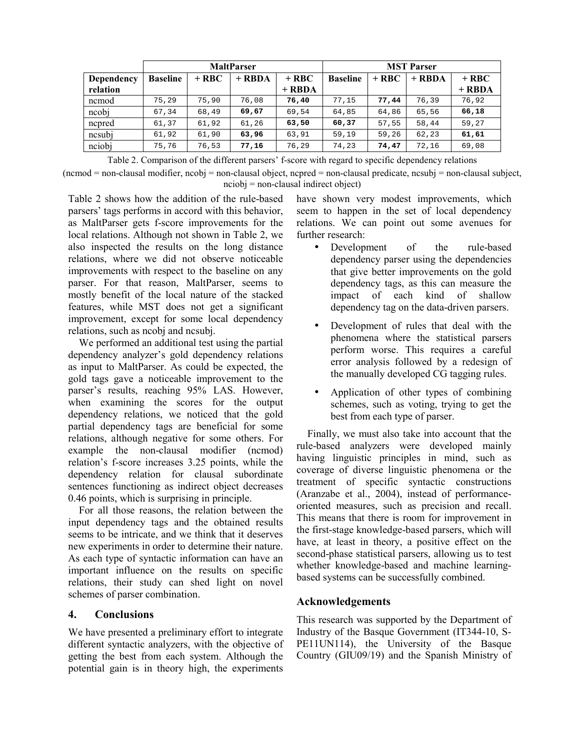| Dependency relation | MaltParser | | | | MST Parser | | | |
|---|---|---|---|---|---|---|---|---|
| | Baseline | + RBC | + RBDA | + RBC + RBDA | Baseline | + RBC | + RBDA | + RBC + RBDA |
| ncmod | 75,29 | 75,90 | 76,08 | **76,40** | 77,15 | **77,44** | 76,39 | 76,92 |
| ncobj | 67,34 | 68,49 | **69,67** | 69,54 | 64,85 | 64,86 | 65,56 | **66,18** |
| ncpred | 61,37 | 61,92 | 61,26 | **63,50** | **60,37** | 57,55 | 58,44 | 59,27 |
| ncsubj | 61,92 | 61,90 | **63,96** | 63,91 | 59,19 | 59,26 | 62,23 | **61,61** |
| nciobj | 75,76 | 76,53 | **77,16** | 76,29 | 74,23 | **74,47** | 72,16 | 69,08 |

Table 2. Comparison of the different parsers' f-score with regard to specific dependency relations

(ncmod = non-clausal modifier, ncobj = non-clausal object, ncpred = non-clausal predicate, ncsubj = non-clausal subject, nciobj = non-clausal indirect object)

Table 2 shows how the addition of the rule-based parsers' tags performs in accord with this behavior, as MaltParser gets f-score improvements for the local relations. Although not shown in Table 2, we also inspected the results on the long distance relations, where we did not observe noticeable improvements with respect to the baseline on any parser. For that reason, MaltParser, seems to mostly benefit of the local nature of the stacked features, while MST does not get a significant improvement, except for some local dependency relations, such as ncobj and ncsubj.

We performed an additional test using the partial dependency analyzer's gold dependency relations as input to MaltParser. As could be expected, the gold tags gave a noticeable improvement to the parser's results, reaching 95% LAS. However, when examining the scores for the output dependency relations, we noticed that the gold partial dependency tags are beneficial for some relations, although negative for some others. For example the non-clausal modifier (ncmod) relation's f-score increases 3.25 points, while the dependency relation for clausal subordinate sentences functioning as indirect object decreases 0.46 points, which is surprising in principle.

For all those reasons, the relation between the input dependency tags and the obtained results seems to be intricate, and we think that it deserves new experiments in order to determine their nature. As each type of syntactic information can have an important influence on the results on specific relations, their study can shed light on novel schemes of parser combination.

## 4. Conclusions

We have presented a preliminary effort to integrate different syntactic analyzers, with the objective of getting the best from each system. Although the potential gain is in theory high, the experiments have shown very modest improvements, which seem to happen in the set of local dependency relations. We can point out some avenues for further research:

- Development of the rule-based dependency parser using the dependencies that give better improvements on the gold dependency tags, as this can measure the impact of each kind of shallow dependency tag on the data-driven parsers.
- Development of rules that deal with the phenomena where the statistical parsers perform worse. This requires a careful error analysis followed by a redesign of the manually developed CG tagging rules.
- Application of other types of combining schemes, such as voting, trying to get the best from each type of parser.

Finally, we must also take into account that the rule-based analyzers were developed mainly having linguistic principles in mind, such as coverage of diverse linguistic phenomena or the treatment of specific syntactic constructions (Aranzabe et al., 2004), instead of performance-oriented measures, such as precision and recall. This means that there is room for improvement in the first-stage knowledge-based parsers, which will have, at least in theory, a positive effect on the second-phase statistical parsers, allowing us to test whether knowledge-based and machine learning-based systems can be successfully combined.

## Acknowledgements

This research was supported by the Department of Industry of the Basque Government (IT344-10, S-PE11UN114), the University of the Basque Country (GIU09/19) and the Spanish Ministry of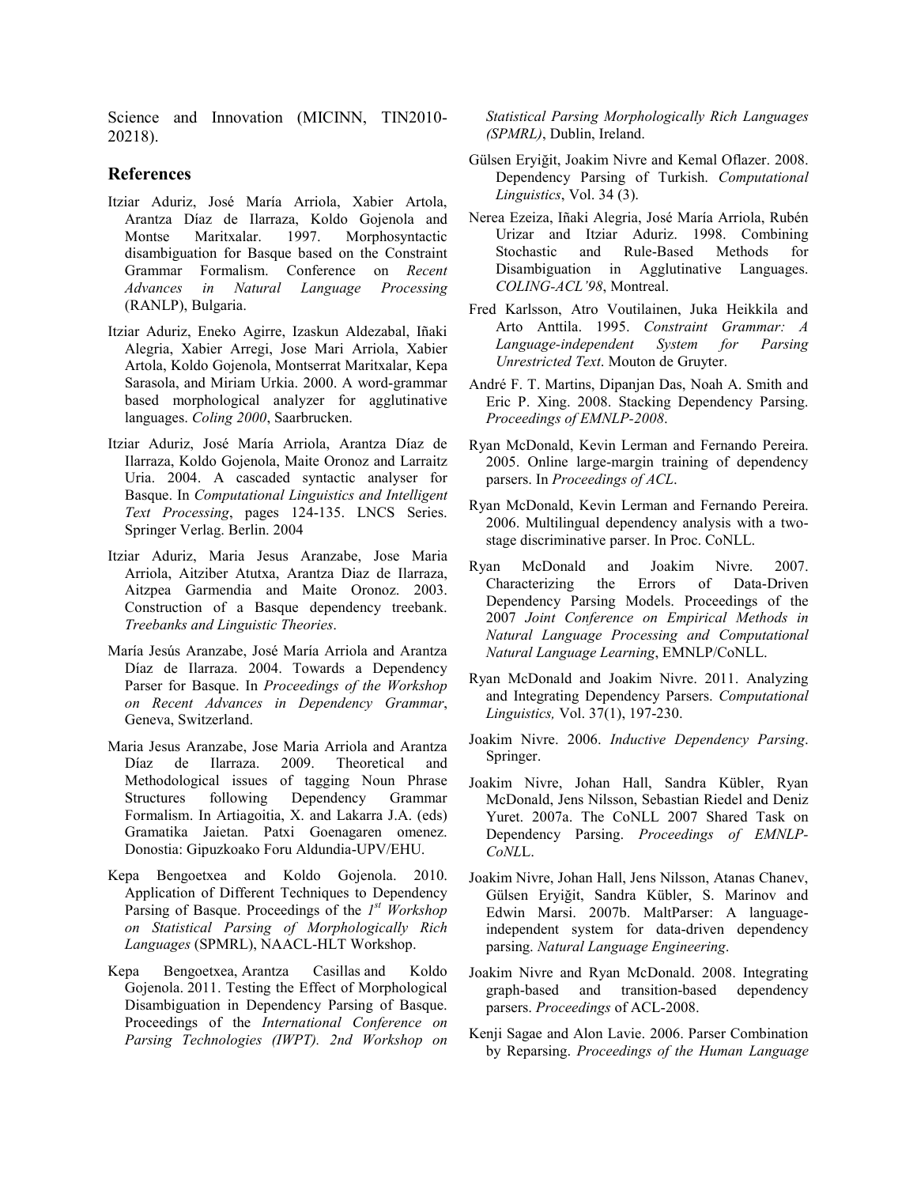Science and Innovation (MICINN, TIN2010-20218).

## References

Itziar Aduriz, José María Arriola, Xabier Artola, Arantza Díaz de Ilarraza, Koldo Gojenola and Montse Maritxalar. 1997. Morphosyntactic disambiguation for Basque based on the Constraint Grammar Formalism. Conference on *Recent Advances in Natural Language Processing* (RANLP), Bulgaria.

Itziar Aduriz, Eneko Agirre, Izaskun Aldezabal, Iñaki Alegria, Xabier Arregi, Jose Mari Arriola, Xabier Artola, Koldo Gojenola, Montserrat Maritxalar, Kepa Sarasola, and Miriam Urkia. 2000. A word-grammar based morphological analyzer for agglutinative languages. *Coling 2000*, Saarbrucken.

Itziar Aduriz, José María Arriola, Arantza Díaz de Ilarraza, Koldo Gojenola, Maite Oronoz and Larraitz Uria. 2004. A cascaded syntactic analyser for Basque. In *Computational Linguistics and Intelligent Text Processing*, pages 124-135. LNCS Series. Springer Verlag. Berlin. 2004

Itziar Aduriz, Maria Jesus Aranzabe, Jose Maria Arriola, Aitziber Atutxa, Arantza Diaz de Ilarraza, Aitzpea Garmendia and Maite Oronoz. 2003. Construction of a Basque dependency treebank. *Treebanks and Linguistic Theories*.

María Jesús Aranzabe, José María Arriola and Arantza Díaz de Ilarraza. 2004. Towards a Dependency Parser for Basque. In *Proceedings of the Workshop on Recent Advances in Dependency Grammar*, Geneva, Switzerland.

Maria Jesus Aranzabe, Jose Maria Arriola and Arantza Díaz de Ilarraza. 2009. Theoretical and Methodological issues of tagging Noun Phrase Structures following Dependency Grammar Formalism. In Artiagoitia, X. and Lakarra J.A. (eds) Gramatika Jaietan. Patxi Goenagaren omenez. Donostia: Gipuzkoako Foru Aldundia-UPV/EHU.

Kepa Bengoetxea and Koldo Gojenola. 2010. Application of Different Techniques to Dependency Parsing of Basque. Proceedings of the *1st Workshop on Statistical Parsing of Morphologically Rich Languages* (SPMRL), NAACL-HLT Workshop.

Kepa Bengoetxea, Arantza Casillas and Koldo Gojenola. 2011. Testing the Effect of Morphological Disambiguation in Dependency Parsing of Basque. Proceedings of the *International Conference on Parsing Technologies (IWPT). 2nd Workshop on Statistical Parsing Morphologically Rich Languages (SPMRL)*, Dublin, Ireland.

Gülsen Eryiğit, Joakim Nivre and Kemal Oflazer. 2008. Dependency Parsing of Turkish. *Computational Linguistics*, Vol. 34 (3).

Nerea Ezeiza, Iñaki Alegria, José María Arriola, Rubén Urizar and Itziar Aduriz. 1998. Combining Stochastic and Rule-Based Methods for Disambiguation in Agglutinative Languages. *COLING-ACL'98*, Montreal.

Fred Karlsson, Atro Voutilainen, Juka Heikkila and Arto Anttila. 1995. *Constraint Grammar: A Language-independent System for Parsing Unrestricted Text*. Mouton de Gruyter.

André F. T. Martins, Dipanjan Das, Noah A. Smith and Eric P. Xing. 2008. Stacking Dependency Parsing. *Proceedings of EMNLP-2008*.

Ryan McDonald, Kevin Lerman and Fernando Pereira. 2005. Online large-margin training of dependency parsers. In *Proceedings of ACL*.

Ryan McDonald, Kevin Lerman and Fernando Pereira. 2006. Multilingual dependency analysis with a two-stage discriminative parser. In Proc. CoNLL.

Ryan McDonald and Joakim Nivre. 2007. Characterizing the Errors of Data-Driven Dependency Parsing Models. Proceedings of the 2007 *Joint Conference on Empirical Methods in Natural Language Processing and Computational Natural Language Learning*, EMNLP/CoNLL.

Ryan McDonald and Joakim Nivre. 2011. Analyzing and Integrating Dependency Parsers. *Computational Linguistics,* Vol. 37(1), 197-230.

Joakim Nivre. 2006. *Inductive Dependency Parsing*. Springer.

Joakim Nivre, Johan Hall, Sandra Kübler, Ryan McDonald, Jens Nilsson, Sebastian Riedel and Deniz Yuret. 2007a. The CoNLL 2007 Shared Task on Dependency Parsing. *Proceedings of EMNLP-CoNLL*.

Joakim Nivre, Johan Hall, Jens Nilsson, Atanas Chanev, Gülsen Eryiğit, Sandra Kübler, S. Marinov and Edwin Marsi. 2007b. MaltParser: A language-independent system for data-driven dependency parsing. *Natural Language Engineering*.

Joakim Nivre and Ryan McDonald. 2008. Integrating graph-based and transition-based dependency parsers. *Proceedings* of ACL-2008.

Kenji Sagae and Alon Lavie. 2006. Parser Combination by Reparsing. *Proceedings of the Human Language*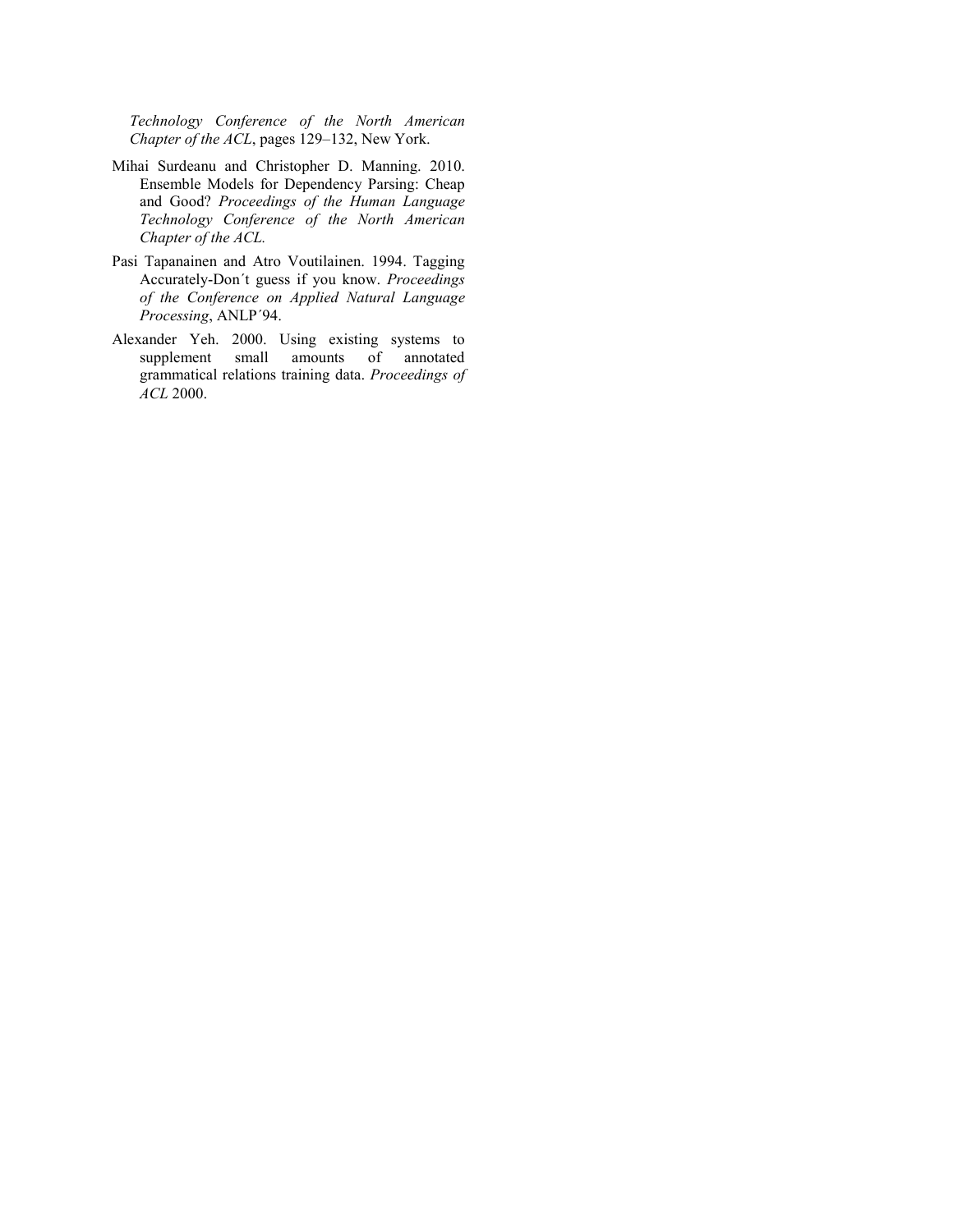*Technology Conference of the North American Chapter of the ACL*, pages 129–132, New York.

Mihai Surdeanu and Christopher D. Manning. 2010. Ensemble Models for Dependency Parsing: Cheap and Good? *Proceedings of the Human Language Technology Conference of the North American Chapter of the ACL.*

Pasi Tapanainen and Atro Voutilainen. 1994. Tagging Accurately-Don´t guess if you know. *Proceedings of the Conference on Applied Natural Language Processing*, ANLP´94.

Alexander Yeh. 2000. Using existing systems to supplement small amounts of annotated grammatical relations training data. *Proceedings of ACL* 2000.